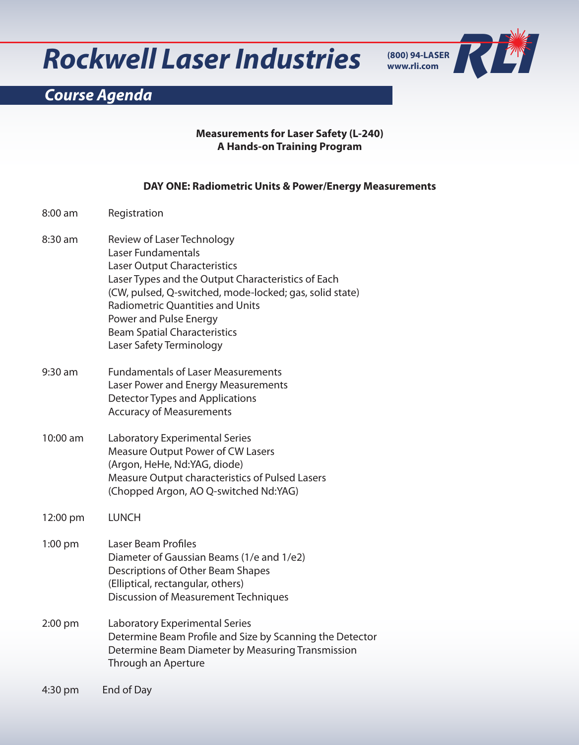# Rockwell Laser Industries

(800) 94-LASER
www.rli.com

## Course Agenda

**Measurements for Laser Safety (L-240)**
**A Hands-on Training Program**

### DAY ONE: Radiometric Units & Power/Energy Measurements

8:00 am Registration

8:30 am Review of Laser Technology
Laser Fundamentals
Laser Output Characteristics
Laser Types and the Output Characteristics of Each
(CW, pulsed, Q-switched, mode-locked; gas, solid state)
Radiometric Quantities and Units
Power and Pulse Energy
Beam Spatial Characteristics
Laser Safety Terminology

9:30 am Fundamentals of Laser Measurements
Laser Power and Energy Measurements
Detector Types and Applications
Accuracy of Measurements

10:00 am Laboratory Experimental Series
Measure Output Power of CW Lasers
(Argon, HeHe, Nd:YAG, diode)
Measure Output characteristics of Pulsed Lasers
(Chopped Argon, AO Q-switched Nd:YAG)

12:00 pm LUNCH

1:00 pm Laser Beam Profiles
Diameter of Gaussian Beams (1/e and 1/e2)
Descriptions of Other Beam Shapes
(Elliptical, rectangular, others)
Discussion of Measurement Techniques

2:00 pm Laboratory Experimental Series
Determine Beam Profile and Size by Scanning the Detector
Determine Beam Diameter by Measuring Transmission
Through an Aperture

4:30 pm End of Day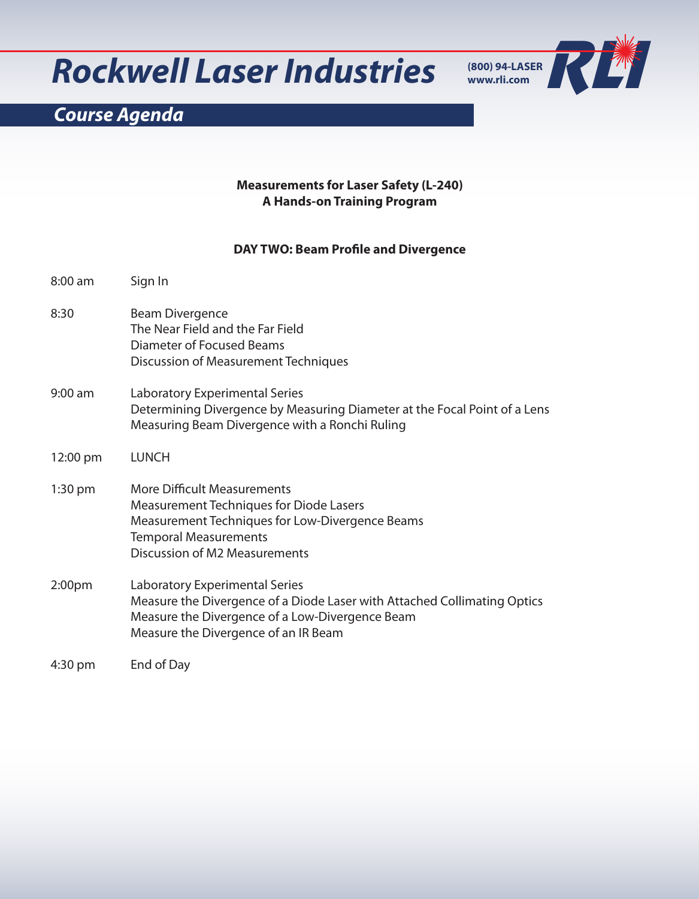# Rockwell Laser Industries

(800) 94-LASER
www.rli.com

## Course Agenda

**Measurements for Laser Safety (L-240)**
**A Hands-on Training Program**

### DAY TWO: Beam Profile and Divergence

| | |
|---|---|
| 8:00 am | Sign In |
| 8:30 | Beam Divergence<br>The Near Field and the Far Field<br>Diameter of Focused Beams<br>Discussion of Measurement Techniques |
| 9:00 am | Laboratory Experimental Series<br>Determining Divergence by Measuring Diameter at the Focal Point of a Lens<br>Measuring Beam Divergence with a Ronchi Ruling |
| 12:00 pm | LUNCH |
| 1:30 pm | More Difficult Measurements<br>Measurement Techniques for Diode Lasers<br>Measurement Techniques for Low-Divergence Beams<br>Temporal Measurements<br>Discussion of M2 Measurements |
| 2:00pm | Laboratory Experimental Series<br>Measure the Divergence of a Diode Laser with Attached Collimating Optics<br>Measure the Divergence of a Low-Divergence Beam<br>Measure the Divergence of an IR Beam |
| 4:30 pm | End of Day |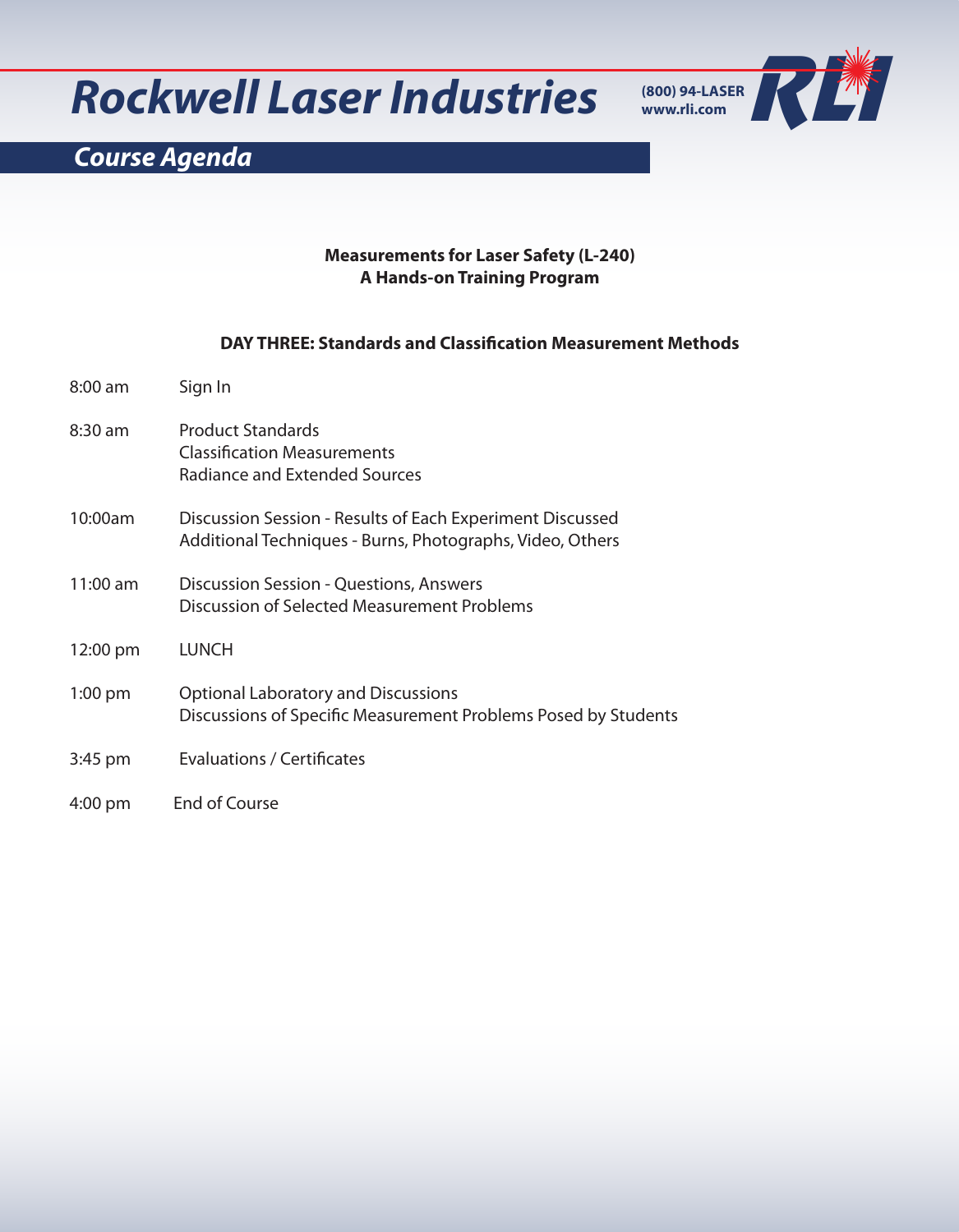# Rockwell Laser Industries

(800) 94-LASER
www.rli.com

## Course Agenda

**Measurements for Laser Safety (L-240)**
**A Hands-on Training Program**

### DAY THREE: Standards and Classification Measurement Methods

| | |
|---|---|
| 8:00 am | Sign In |
| 8:30 am | Product Standards<br>Classification Measurements<br>Radiance and Extended Sources |
| 10:00am | Discussion Session - Results of Each Experiment Discussed<br>Additional Techniques - Burns, Photographs, Video, Others |
| 11:00 am | Discussion Session - Questions, Answers<br>Discussion of Selected Measurement Problems |
| 12:00 pm | LUNCH |
| 1:00 pm | Optional Laboratory and Discussions<br>Discussions of Specific Measurement Problems Posed by Students |
| 3:45 pm | Evaluations / Certificates |
| 4:00 pm | End of Course |